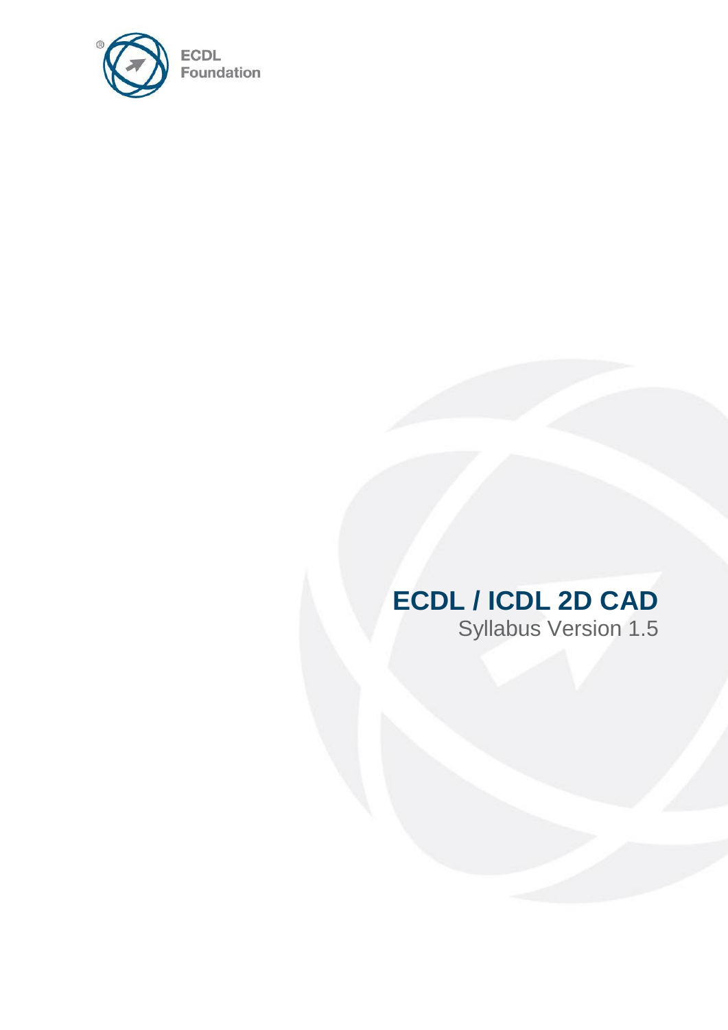ECDL Foundation

# ECDL / ICDL 2D CAD

Syllabus Version 1.5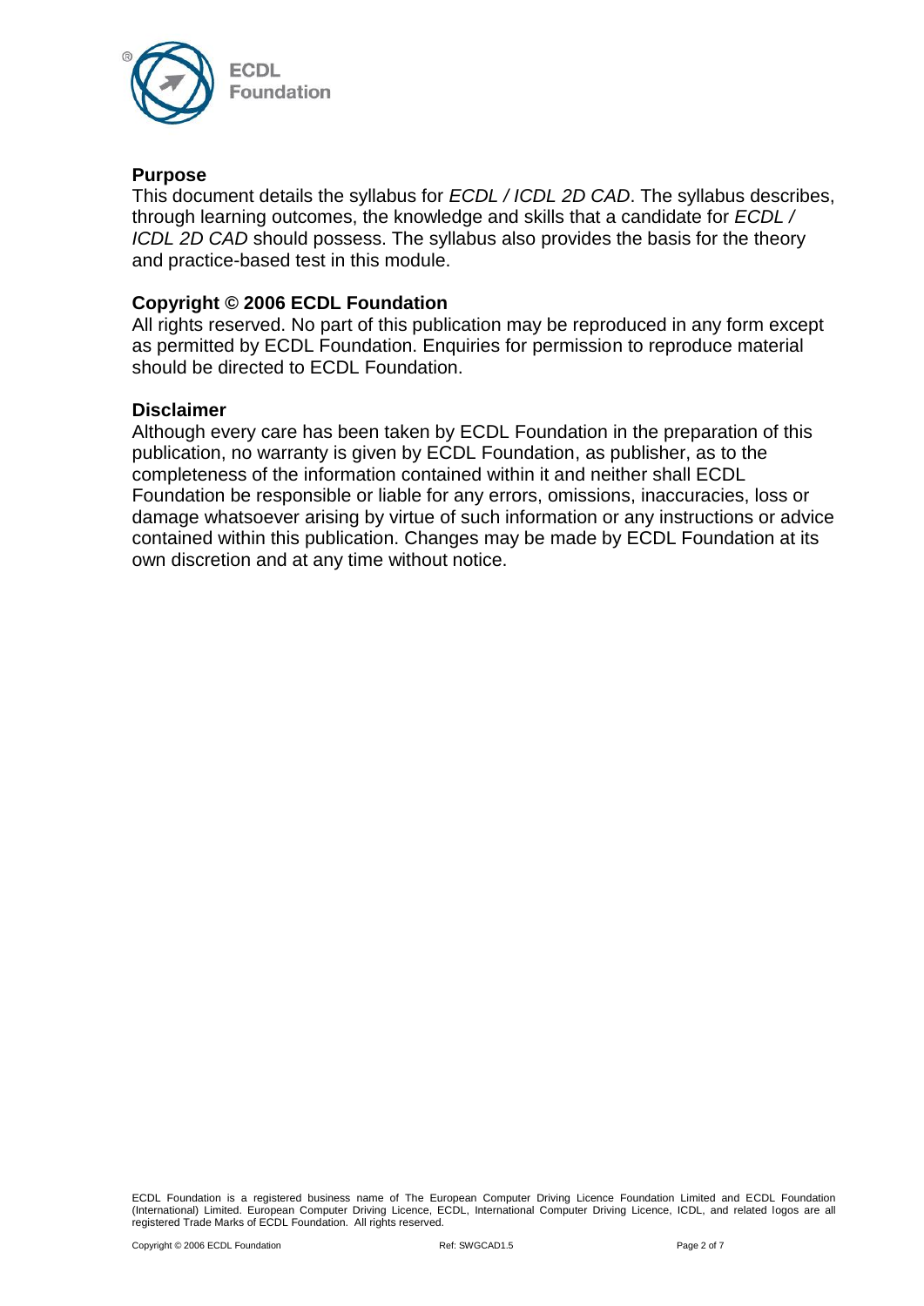## Purpose

This document details the syllabus for *ECDL / ICDL 2D CAD*. The syllabus describes, through learning outcomes, the knowledge and skills that a candidate for *ECDL / ICDL 2D CAD* should possess. The syllabus also provides the basis for the theory and practice-based test in this module.

## Copyright © 2006 ECDL Foundation

All rights reserved. No part of this publication may be reproduced in any form except as permitted by ECDL Foundation. Enquiries for permission to reproduce material should be directed to ECDL Foundation.

## Disclaimer

Although every care has been taken by ECDL Foundation in the preparation of this publication, no warranty is given by ECDL Foundation, as publisher, as to the completeness of the information contained within it and neither shall ECDL Foundation be responsible or liable for any errors, omissions, inaccuracies, loss or damage whatsoever arising by virtue of such information or any instructions or advice contained within this publication. Changes may be made by ECDL Foundation at its own discretion and at any time without notice.

ECDL Foundation is a registered business name of The European Computer Driving Licence Foundation Limited and ECDL Foundation (International) Limited. European Computer Driving Licence, ECDL, International Computer Driving Licence, ICDL, and related logos are all registered Trade Marks of ECDL Foundation. All rights reserved.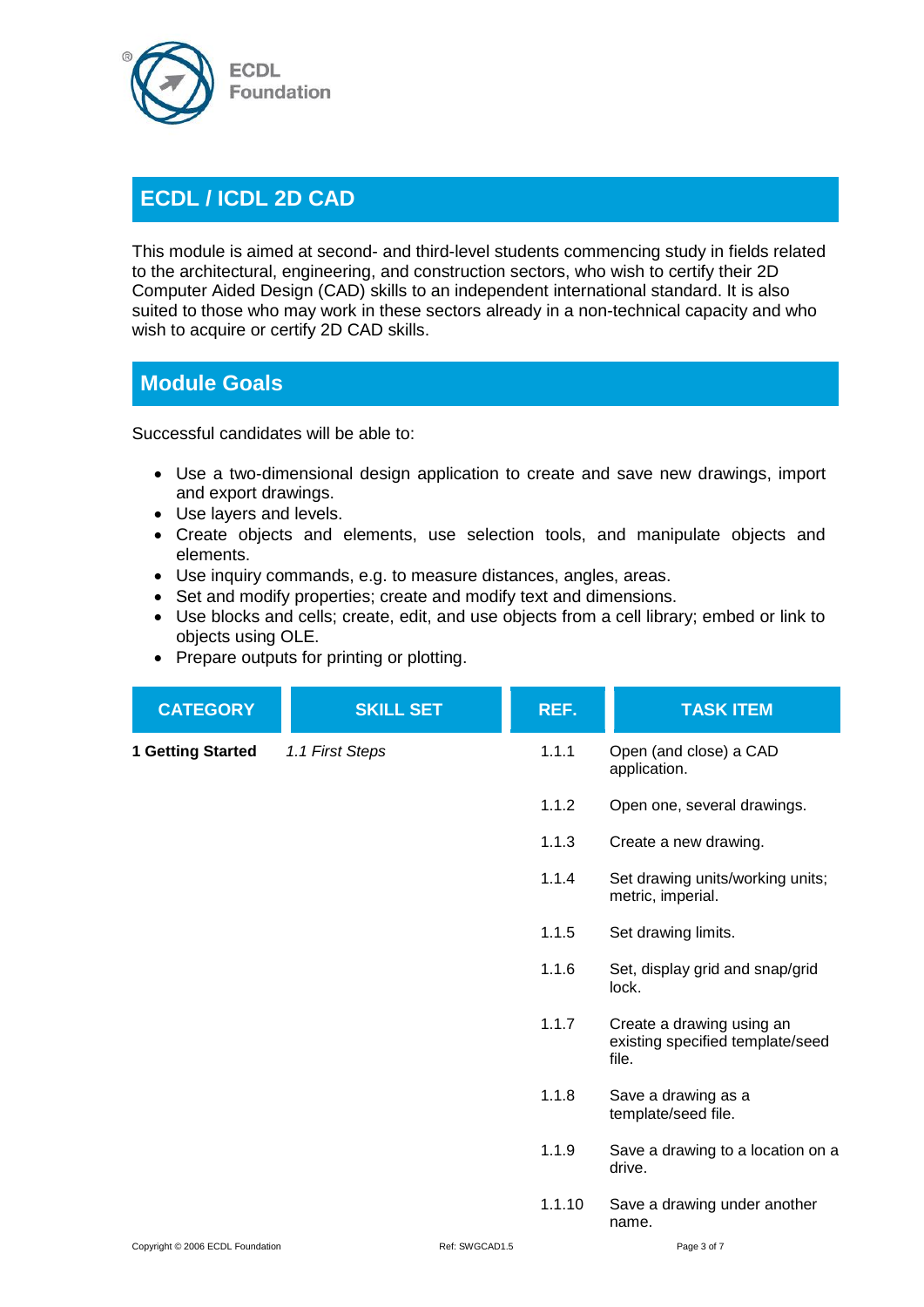## ECDL / ICDL 2D CAD

This module is aimed at second- and third-level students commencing study in fields related to the architectural, engineering, and construction sectors, who wish to certify their 2D Computer Aided Design (CAD) skills to an independent international standard. It is also suited to those who may work in these sectors already in a non-technical capacity and who wish to acquire or certify 2D CAD skills.

## Module Goals

Successful candidates will be able to:

- Use a two-dimensional design application to create and save new drawings, import and export drawings.
- Use layers and levels.
- Create objects and elements, use selection tools, and manipulate objects and elements.
- Use inquiry commands, e.g. to measure distances, angles, areas.
- Set and modify properties; create and modify text and dimensions.
- Use blocks and cells; create, edit, and use objects from a cell library; embed or link to objects using OLE.
- Prepare outputs for printing or plotting.

| CATEGORY | SKILL SET | REF. | TASK ITEM |
|---|---|---|---|
| **1 Getting Started** | *1.1 First Steps* | 1.1.1 | Open (and close) a CAD application. |
| | | 1.1.2 | Open one, several drawings. |
| | | 1.1.3 | Create a new drawing. |
| | | 1.1.4 | Set drawing units/working units; metric, imperial. |
| | | 1.1.5 | Set drawing limits. |
| | | 1.1.6 | Set, display grid and snap/grid lock. |
| | | 1.1.7 | Create a drawing using an existing specified template/seed file. |
| | | 1.1.8 | Save a drawing as a template/seed file. |
| | | 1.1.9 | Save a drawing to a location on a drive. |
| | | 1.1.10 | Save a drawing under another name. |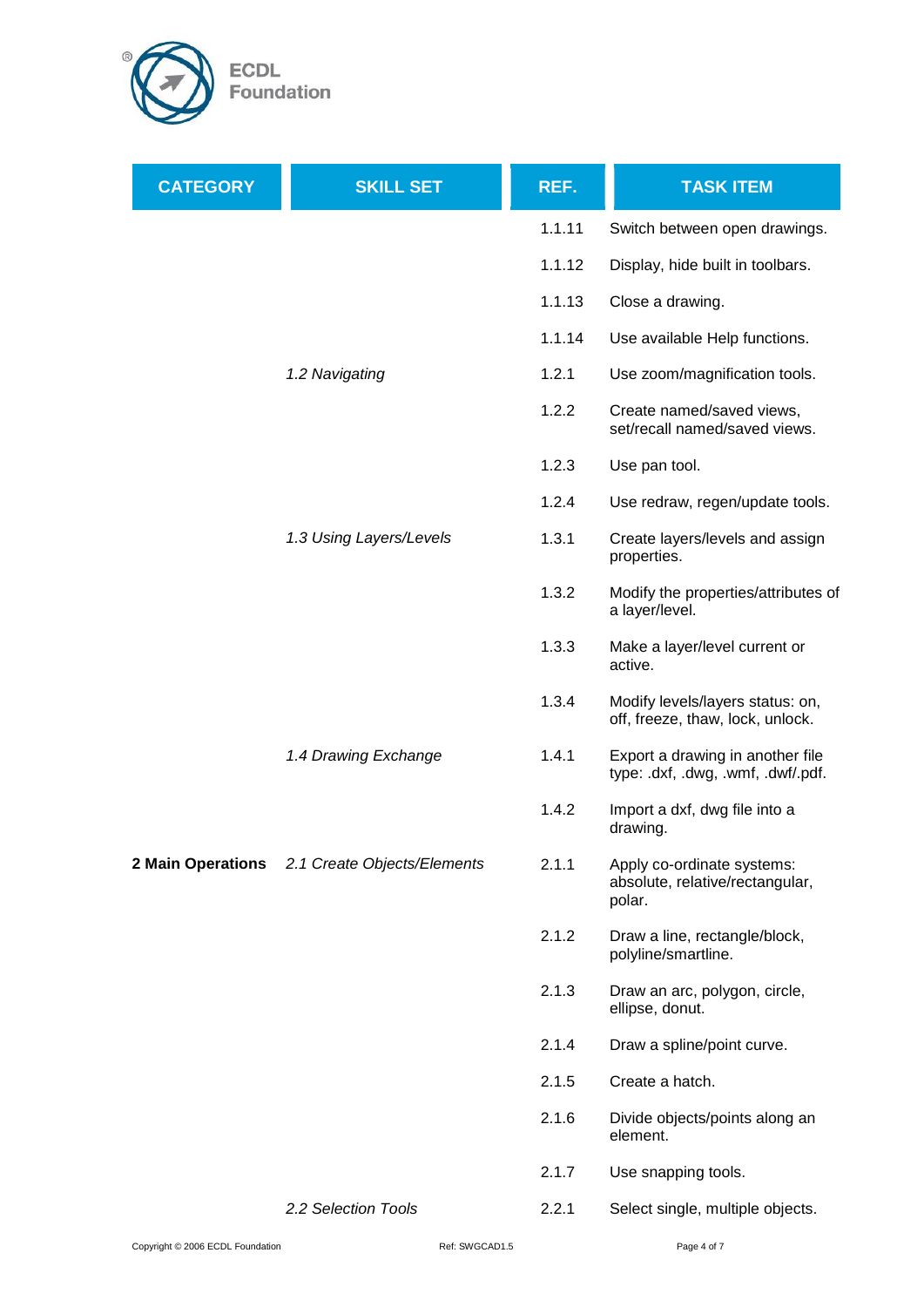| CATEGORY | SKILL SET | REF. | TASK ITEM |
| --- | --- | --- | --- |
| | | 1.1.11 | Switch between open drawings. |
| | | 1.1.12 | Display, hide built in toolbars. |
| | | 1.1.13 | Close a drawing. |
| | | 1.1.14 | Use available Help functions. |
| | *1.2 Navigating* | 1.2.1 | Use zoom/magnification tools. |
| | | 1.2.2 | Create named/saved views, set/recall named/saved views. |
| | | 1.2.3 | Use pan tool. |
| | | 1.2.4 | Use redraw, regen/update tools. |
| | *1.3 Using Layers/Levels* | 1.3.1 | Create layers/levels and assign properties. |
| | | 1.3.2 | Modify the properties/attributes of a layer/level. |
| | | 1.3.3 | Make a layer/level current or active. |
| | | 1.3.4 | Modify levels/layers status: on, off, freeze, thaw, lock, unlock. |
| | *1.4 Drawing Exchange* | 1.4.1 | Export a drawing in another file type: .dxf, .dwg, .wmf, .dwf/.pdf. |
| | | 1.4.2 | Import a dxf, dwg file into a drawing. |
| **2 Main Operations** | *2.1 Create Objects/Elements* | 2.1.1 | Apply co-ordinate systems: absolute, relative/rectangular, polar. |
| | | 2.1.2 | Draw a line, rectangle/block, polyline/smartline. |
| | | 2.1.3 | Draw an arc, polygon, circle, ellipse, donut. |
| | | 2.1.4 | Draw a spline/point curve. |
| | | 2.1.5 | Create a hatch. |
| | | 2.1.6 | Divide objects/points along an element. |
| | | 2.1.7 | Use snapping tools. |
| | *2.2 Selection Tools* | 2.2.1 | Select single, multiple objects. |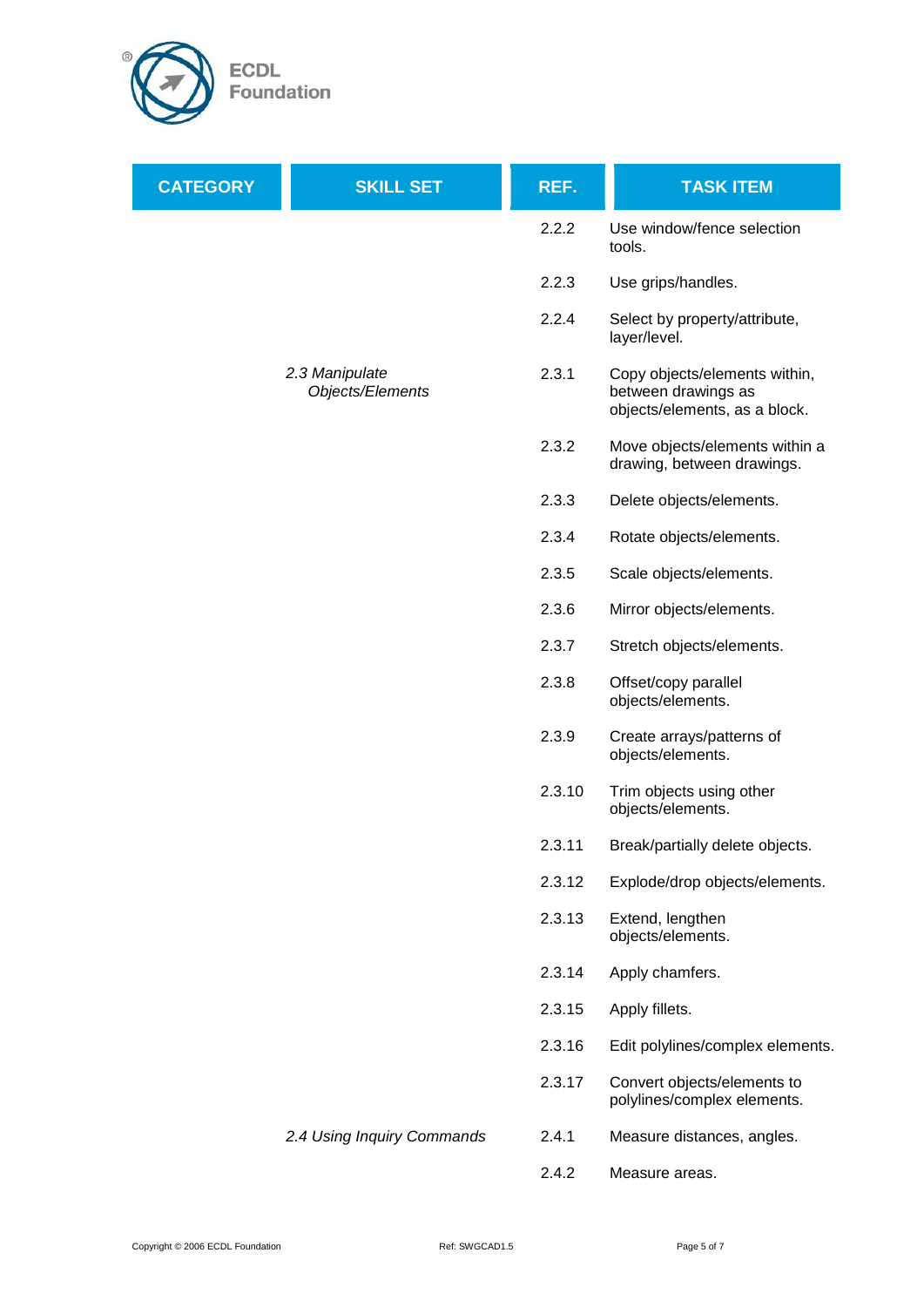| CATEGORY | SKILL SET | REF. | TASK ITEM |
|---|---|---|---|
| | | 2.2.2 | Use window/fence selection tools. |
| | | 2.2.3 | Use grips/handles. |
| | | 2.2.4 | Select by property/attribute, layer/level. |
| | *2.3 Manipulate Objects/Elements* | 2.3.1 | Copy objects/elements within, between drawings as objects/elements, as a block. |
| | | 2.3.2 | Move objects/elements within a drawing, between drawings. |
| | | 2.3.3 | Delete objects/elements. |
| | | 2.3.4 | Rotate objects/elements. |
| | | 2.3.5 | Scale objects/elements. |
| | | 2.3.6 | Mirror objects/elements. |
| | | 2.3.7 | Stretch objects/elements. |
| | | 2.3.8 | Offset/copy parallel objects/elements. |
| | | 2.3.9 | Create arrays/patterns of objects/elements. |
| | | 2.3.10 | Trim objects using other objects/elements. |
| | | 2.3.11 | Break/partially delete objects. |
| | | 2.3.12 | Explode/drop objects/elements. |
| | | 2.3.13 | Extend, lengthen objects/elements. |
| | | 2.3.14 | Apply chamfers. |
| | | 2.3.15 | Apply fillets. |
| | | 2.3.16 | Edit polylines/complex elements. |
| | | 2.3.17 | Convert objects/elements to polylines/complex elements. |
| | *2.4 Using Inquiry Commands* | 2.4.1 | Measure distances, angles. |
| | | 2.4.2 | Measure areas. |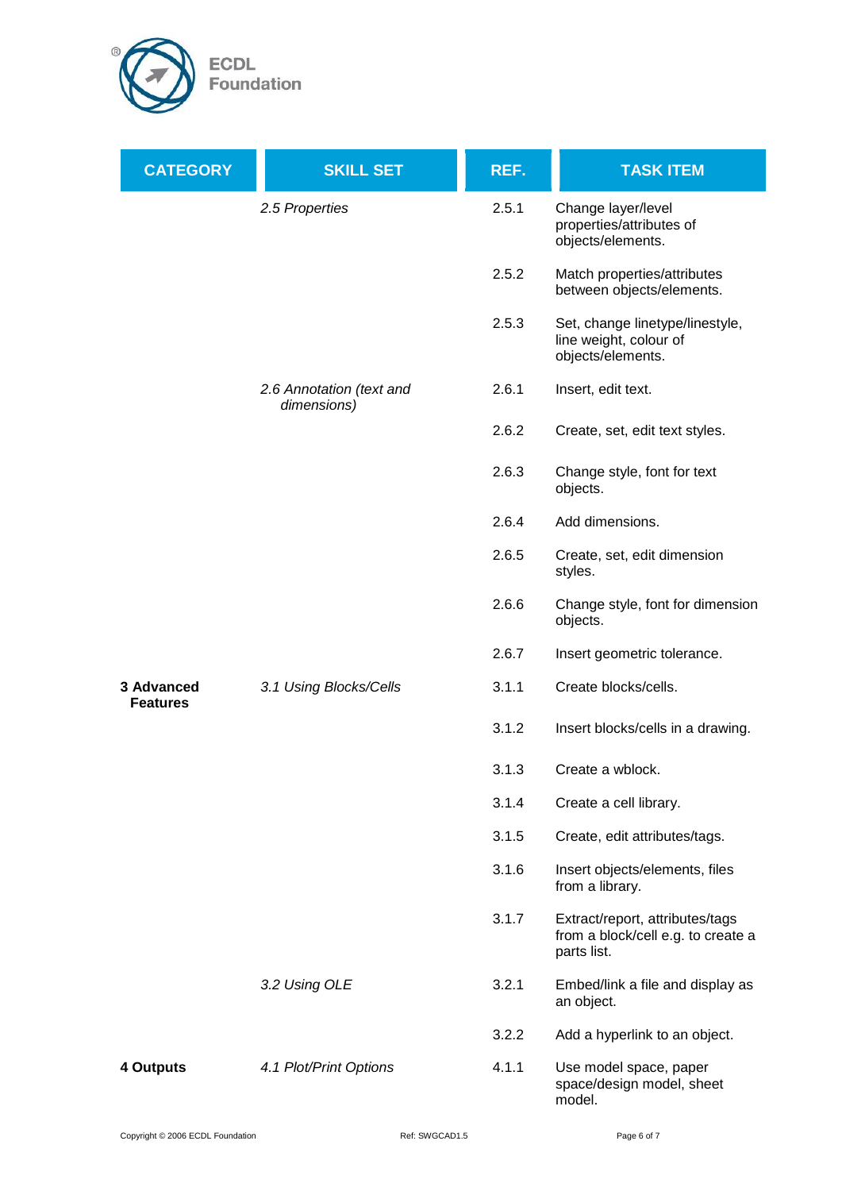| CATEGORY | SKILL SET | REF. | TASK ITEM |
|---|---|---|---|
| | *2.5 Properties* | 2.5.1 | Change layer/level properties/attributes of objects/elements. |
| | | 2.5.2 | Match properties/attributes between objects/elements. |
| | | 2.5.3 | Set, change linetype/linestyle, line weight, colour of objects/elements. |
| | *2.6 Annotation (text and dimensions)* | 2.6.1 | Insert, edit text. |
| | | 2.6.2 | Create, set, edit text styles. |
| | | 2.6.3 | Change style, font for text objects. |
| | | 2.6.4 | Add dimensions. |
| | | 2.6.5 | Create, set, edit dimension styles. |
| | | 2.6.6 | Change style, font for dimension objects. |
| | | 2.6.7 | Insert geometric tolerance. |
| **3 Advanced Features** | *3.1 Using Blocks/Cells* | 3.1.1 | Create blocks/cells. |
| | | 3.1.2 | Insert blocks/cells in a drawing. |
| | | 3.1.3 | Create a wblock. |
| | | 3.1.4 | Create a cell library. |
| | | 3.1.5 | Create, edit attributes/tags. |
| | | 3.1.6 | Insert objects/elements, files from a library. |
| | | 3.1.7 | Extract/report, attributes/tags from a block/cell e.g. to create a parts list. |
| | *3.2 Using OLE* | 3.2.1 | Embed/link a file and display as an object. |
| | | 3.2.2 | Add a hyperlink to an object. |
| **4 Outputs** | *4.1 Plot/Print Options* | 4.1.1 | Use model space, paper space/design model, sheet model. |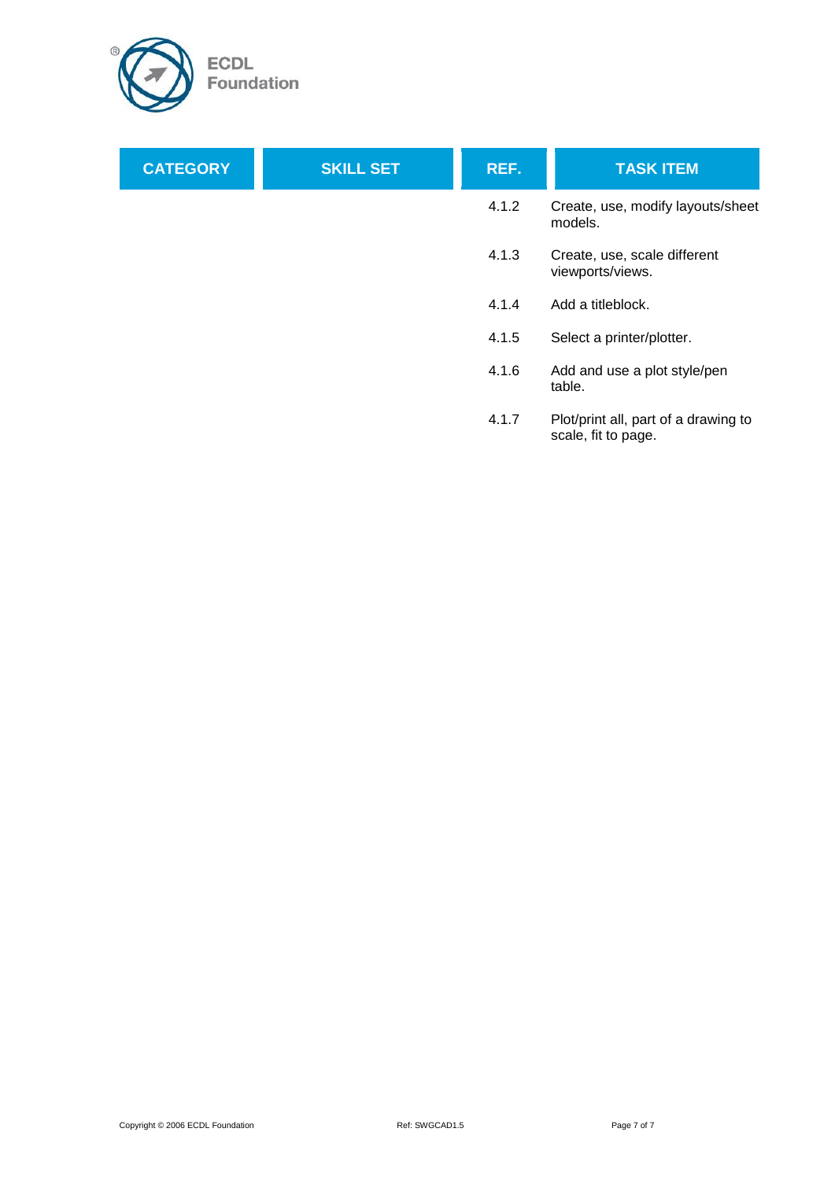| CATEGORY | SKILL SET | REF. | TASK ITEM |
| --- | --- | --- | --- |
| | | 4.1.2 | Create, use, modify layouts/sheet models. |
| | | 4.1.3 | Create, use, scale different viewports/views. |
| | | 4.1.4 | Add a titleblock. |
| | | 4.1.5 | Select a printer/plotter. |
| | | 4.1.6 | Add and use a plot style/pen table. |
| | | 4.1.7 | Plot/print all, part of a drawing to scale, fit to page. |